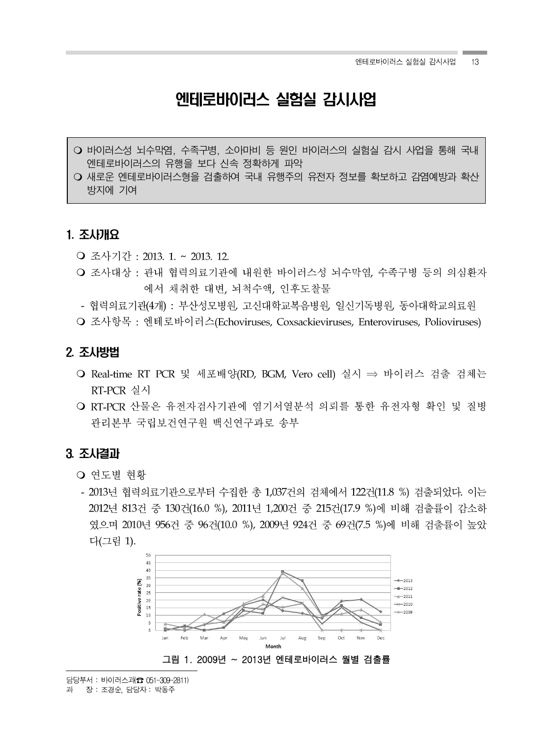# 엔테로바이러스 실험실 감시사업

> ❍ 바이러스성 뇌수막염, 수족구병, 소아마비 등 원인 바이러스의 실험실 감시 사업을 통해 국내 엔테로바이러스의 유행을 보다 신속 정확하게 파악
> ❍ 새로운 엔테로바이러스형을 검출하여 국내 유행주의 유전자 정보를 확보하고 감염예방과 확산 방지에 기여

## 1. 조사개요

❍ 조사기간 : 2013. 1. ~ 2013. 12.

❍ 조사대상 : 관내 협력의료기관에 내원한 바이러스성 뇌수막염, 수족구병 등의 의심환자에서 채취한 대변, 뇌척수액, 인후도찰물

- 협력의료기관(4개) : 부산성모병원, 고신대학교복음병원, 일신기독병원, 동아대학교의료원

❍ 조사항목 : 엔테로바이러스(Echoviruses, Coxsackieviruses, Enteroviruses, Polioviruses)

## 2. 조사방법

❍ Real-time RT PCR 및 세포배양(RD, BGM, Vero cell) 실시 ⇒ 바이러스 검출 검체는 RT-PCR 실시

❍ RT-PCR 산물은 유전자검사기관에 염기서열분석 의뢰를 통한 유전자형 확인 및 질병관리본부 국립보건연구원 백신연구과로 송부

## 3. 조사결과

❍ 연도별 현황

- 2013년 협력의료기관으로부터 수집한 총 1,037건의 검체에서 122건(11.8 %) 검출되었다. 이는 2012년 813건 중 130건(16.0 %), 2011년 1,200건 중 215건(17.9 %)에 비해 검출률이 감소하였으며 2010년 956건 중 96건(10.0 %), 2009년 924건 중 69건(7.5 %)에 비해 검출률이 높았다(그림 1).

그림 1. 2009년 ~ 2013년 엔테로바이러스 월별 검출률

담당부서 : 바이러스과(☎ 051-309-2811)
과 장 : 조경순, 담당자 : 박동주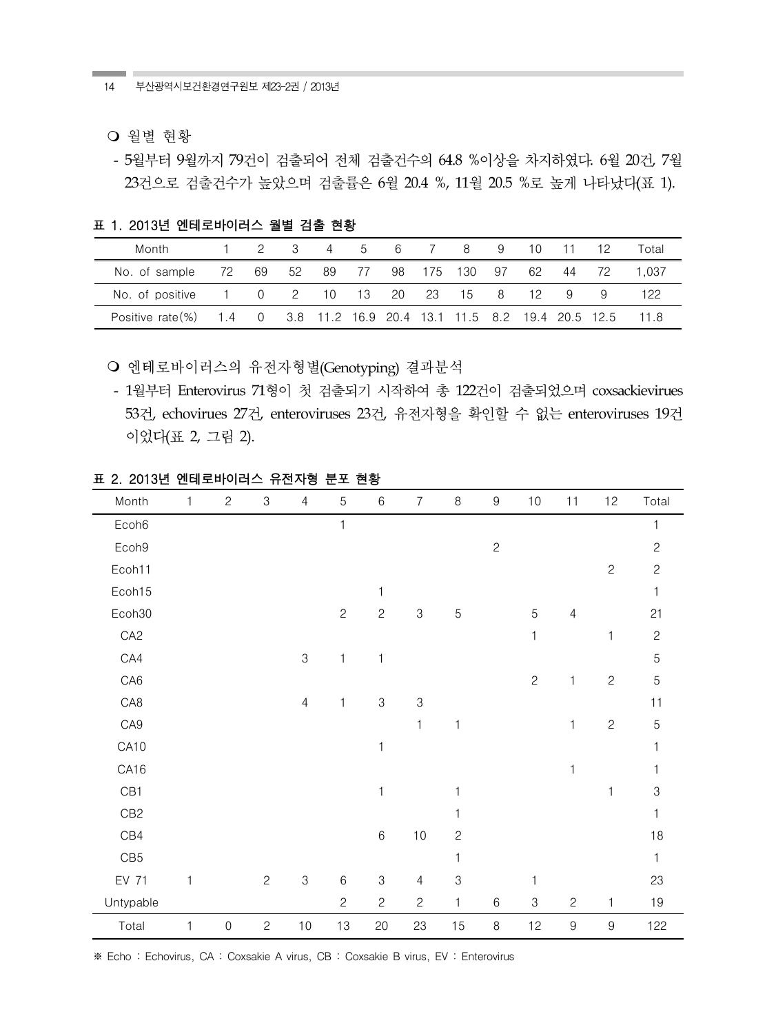○ 월별 현황

- 5월부터 9월까지 79건이 검출되어 전체 검출건수의 64.8 %이상을 차지하였다. 6월 20건, 7월 23건으로 검출건수가 높았으며 검출률은 6월 20.4 %, 11월 20.5 %로 높게 나타났다(표 1).

**표 1. 2013년 엔테로바이러스 월별 검출 현황**

| Month | 1 | 2 | 3 | 4 | 5 | 6 | 7 | 8 | 9 | 10 | 11 | 12 | Total |
|---|---|---|---|---|---|---|---|---|---|---|---|---|---|
| No. of sample | 72 | 69 | 52 | 89 | 77 | 98 | 175 | 130 | 97 | 62 | 44 | 72 | 1,037 |
| No. of positive | 1 | 0 | 2 | 10 | 13 | 20 | 23 | 15 | 8 | 12 | 9 | 9 | 122 |
| Positive rate(%) | 1.4 | 0 | 3.8 | 11.2 | 16.9 | 20.4 | 13.1 | 11.5 | 8.2 | 19.4 | 20.5 | 12.5 | 11.8 |

○ 엔테로바이러스의 유전자형별(Genotyping) 결과분석

- 1월부터 Enterovirus 71형이 첫 검출되기 시작하여 총 122건이 검출되었으며 coxsackievirues 53건, echovirues 27건, enteroviruses 23건, 유전자형을 확인할 수 없는 enteroviruses 19건이었다(표 2, 그림 2).

**표 2. 2013년 엔테로바이러스 유전자형 분포 현황**

| Month | 1 | 2 | 3 | 4 | 5 | 6 | 7 | 8 | 9 | 10 | 11 | 12 | Total |
|---|---|---|---|---|---|---|---|---|---|---|---|---|---|
| Ecoh6 | | | | | 1 | | | | | | | | 1 |
| Ecoh9 | | | | | | | | | 2 | | | | 2 |
| Ecoh11 | | | | | | | | | | | | 2 | 2 |
| Ecoh15 | | | | | | 1 | | | | | | | 1 |
| Ecoh30 | | | | | 2 | 2 | 3 | 5 | | 5 | 4 | | 21 |
| CA2 | | | | | | | | | | 1 | | 1 | 2 |
| CA4 | | | | 3 | 1 | 1 | | | | | | | 5 |
| CA6 | | | | | | | | | | 2 | 1 | 2 | 5 |
| CA8 | | | | 4 | 1 | 3 | 3 | | | | | | 11 |
| CA9 | | | | | | | 1 | 1 | | | 1 | 2 | 5 |
| CA10 | | | | | | 1 | | | | | | | 1 |
| CA16 | | | | | | | | | | | 1 | | 1 |
| CB1 | | | | | | 1 | | 1 | | | | 1 | 3 |
| CB2 | | | | | | | | 1 | | | | | 1 |
| CB4 | | | | | | 6 | 10 | 2 | | | | | 18 |
| CB5 | | | | | | | | 1 | | | | | 1 |
| EV 71 | 1 | | 2 | 3 | 6 | 3 | 4 | 3 | | 1 | | | 23 |
| Untypable | | | | | 2 | 2 | 2 | 1 | 6 | 3 | 2 | 1 | 19 |
| Total | 1 | 0 | 2 | 10 | 13 | 20 | 23 | 15 | 8 | 12 | 9 | 9 | 122 |

※ Echo : Echovirus, CA : Coxsakie A virus, CB : Coxsakie B virus, EV : Enterovirus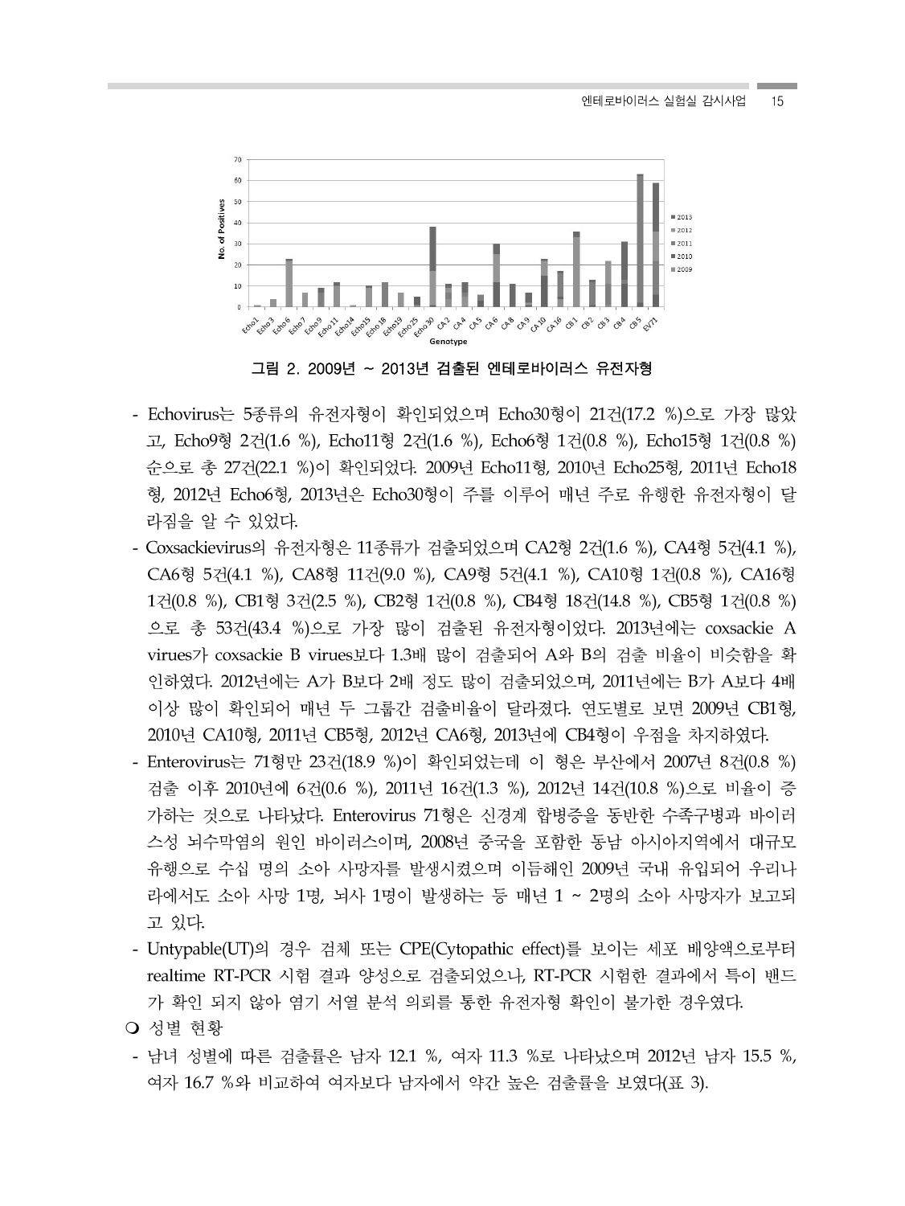그림 2. 2009년 ~ 2013년 검출된 엔테로바이러스 유전자형

- Echovirus는 5종류의 유전자형이 확인되었으며 Echo30형이 21건(17.2 %)으로 가장 많았고, Echo9형 2건(1.6 %), Echo11형 2건(1.6 %), Echo6형 1건(0.8 %), Echo15형 1건(0.8 %) 순으로 총 27건(22.1 %)이 확인되었다. 2009년 Echo11형, 2010년 Echo25형, 2011년 Echo18형, 2012년 Echo6형, 2013년은 Echo30형이 주를 이루어 매년 주로 유행한 유전자형이 달라짐을 알 수 있었다.
- Coxsackievirus의 유전자형은 11종류가 검출되었으며 CA2형 2건(1.6 %), CA4형 5건(4.1 %), CA6형 5건(4.1 %), CA8형 11건(9.0 %), CA9형 5건(4.1 %), CA10형 1건(0.8 %), CA16형 1건(0.8 %), CB1형 3건(2.5 %), CB2형 1건(0.8 %), CB4형 18건(14.8 %), CB5형 1건(0.8 %)으로 총 53건(43.4 %)으로 가장 많이 검출된 유전자형이었다. 2013년에는 coxsackie A virues가 coxsackie B virues보다 1.3배 많이 검출되어 A와 B의 검출 비율이 비슷함을 확인하였다. 2012년에는 A가 B보다 2배 정도 많이 검출되었으며, 2011년에는 B가 A보다 4배 이상 많이 확인되어 매년 두 그룹간 검출비율이 달라졌다. 연도별로 보면 2009년 CB1형, 2010년 CA10형, 2011년 CB5형, 2012년 CA6형, 2013년에 CB4형이 우점을 차지하였다.
- Enterovirus는 71형만 23건(18.9 %)이 확인되었는데 이 형은 부산에서 2007년 8건(0.8 %) 검출 이후 2010년에 6건(0.6 %), 2011년 16건(1.3 %), 2012년 14건(10.8 %)으로 비율이 증가하는 것으로 나타났다. Enterovirus 71형은 신경계 합병증을 동반한 수족구병과 바이러스성 뇌수막염의 원인 바이러스이며, 2008년 중국을 포함한 동남 아시아지역에서 대규모 유행으로 수십 명의 소아 사망자를 발생시켰으며 이듬해인 2009년 국내 유입되어 우리나라에서도 소아 사망 1명, 뇌사 1명이 발생하는 등 매년 1 ~ 2명의 소아 사망자가 보고되고 있다.
- Untypable(UT)의 경우 검체 또는 CPE(Cytopathic effect)를 보이는 세포 배양액으로부터 realtime RT-PCR 시험 결과 양성으로 검출되었으나, RT-PCR 시험한 결과에서 특이 밴드가 확인 되지 않아 염기 서열 분석 의뢰를 통한 유전자형 확인이 불가한 경우였다.

❍ 성별 현황

- 남녀 성별에 따른 검출률은 남자 12.1 %, 여자 11.3 %로 나타났으며 2012년 남자 15.5 %, 여자 16.7 %와 비교하여 여자보다 남자에서 약간 높은 검출률을 보였다(표 3).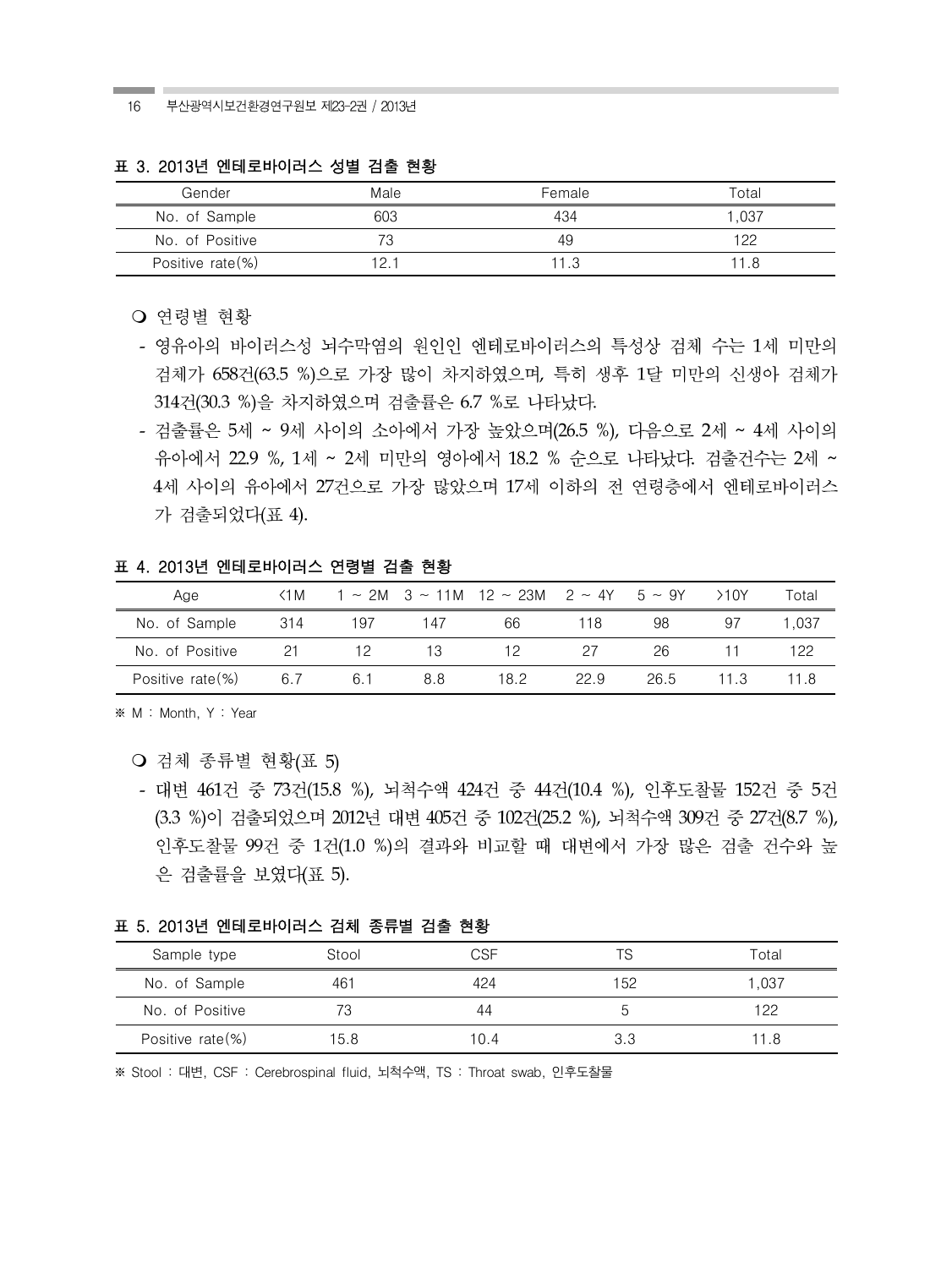**표 3. 2013년 엔테로바이러스 성별 검출 현황**

| Gender | Male | Female | Total |
|---|---|---|---|
| No. of Sample | 603 | 434 | 1,037 |
| No. of Positive | 73 | 49 | 122 |
| Positive rate(%) | 12.1 | 11.3 | 11.8 |

❍ 연령별 현황

- 영유아의 바이러스성 뇌수막염의 원인인 엔테로바이러스의 특성상 검체 수는 1세 미만의 검체가 658건(63.5 %)으로 가장 많이 차지하였으며, 특히 생후 1달 미만의 신생아 검체가 314건(30.3 %)을 차지하였으며 검출률은 6.7 %로 나타났다.
- 검출률은 5세 ~ 9세 사이의 소아에서 가장 높았으며(26.5 %), 다음으로 2세 ~ 4세 사이의 유아에서 22.9 %, 1세 ~ 2세 미만의 영아에서 18.2 % 순으로 나타났다. 검출건수는 2세 ~ 4세 사이의 유아에서 27건으로 가장 많았으며 17세 이하의 전 연령층에서 엔테로바이러스가 검출되었다(표 4).

**표 4. 2013년 엔테로바이러스 연령별 검출 현황**

| Age | <1M | 1 ~ 2M | 3 ~ 11M | 12 ~ 23M | 2 ~ 4Y | 5 ~ 9Y | >10Y | Total |
|---|---|---|---|---|---|---|---|---|
| No. of Sample | 314 | 197 | 147 | 66 | 118 | 98 | 97 | 1,037 |
| No. of Positive | 21 | 12 | 13 | 12 | 27 | 26 | 11 | 122 |
| Positive rate(%) | 6.7 | 6.1 | 8.8 | 18.2 | 22.9 | 26.5 | 11.3 | 11.8 |

※ M : Month, Y : Year

❍ 검체 종류별 현황(표 5)

- 대변 461건 중 73건(15.8 %), 뇌척수액 424건 중 44건(10.4 %), 인후도찰물 152건 중 5건(3.3 %)이 검출되었으며 2012년 대변 405건 중 102건(25.2 %), 뇌척수액 309건 중 27건(8.7 %), 인후도찰물 99건 중 1건(1.0 %)의 결과와 비교할 때 대변에서 가장 많은 검출 건수와 높은 검출률을 보였다(표 5).

**표 5. 2013년 엔테로바이러스 검체 종류별 검출 현황**

| Sample type | Stool | CSF | TS | Total |
|---|---|---|---|---|
| No. of Sample | 461 | 424 | 152 | 1,037 |
| No. of Positive | 73 | 44 | 5 | 122 |
| Positive rate(%) | 15.8 | 10.4 | 3.3 | 11.8 |

※ Stool : 대변, CSF : Cerebrospinal fluid, 뇌척수액, TS : Throat swab, 인후도찰물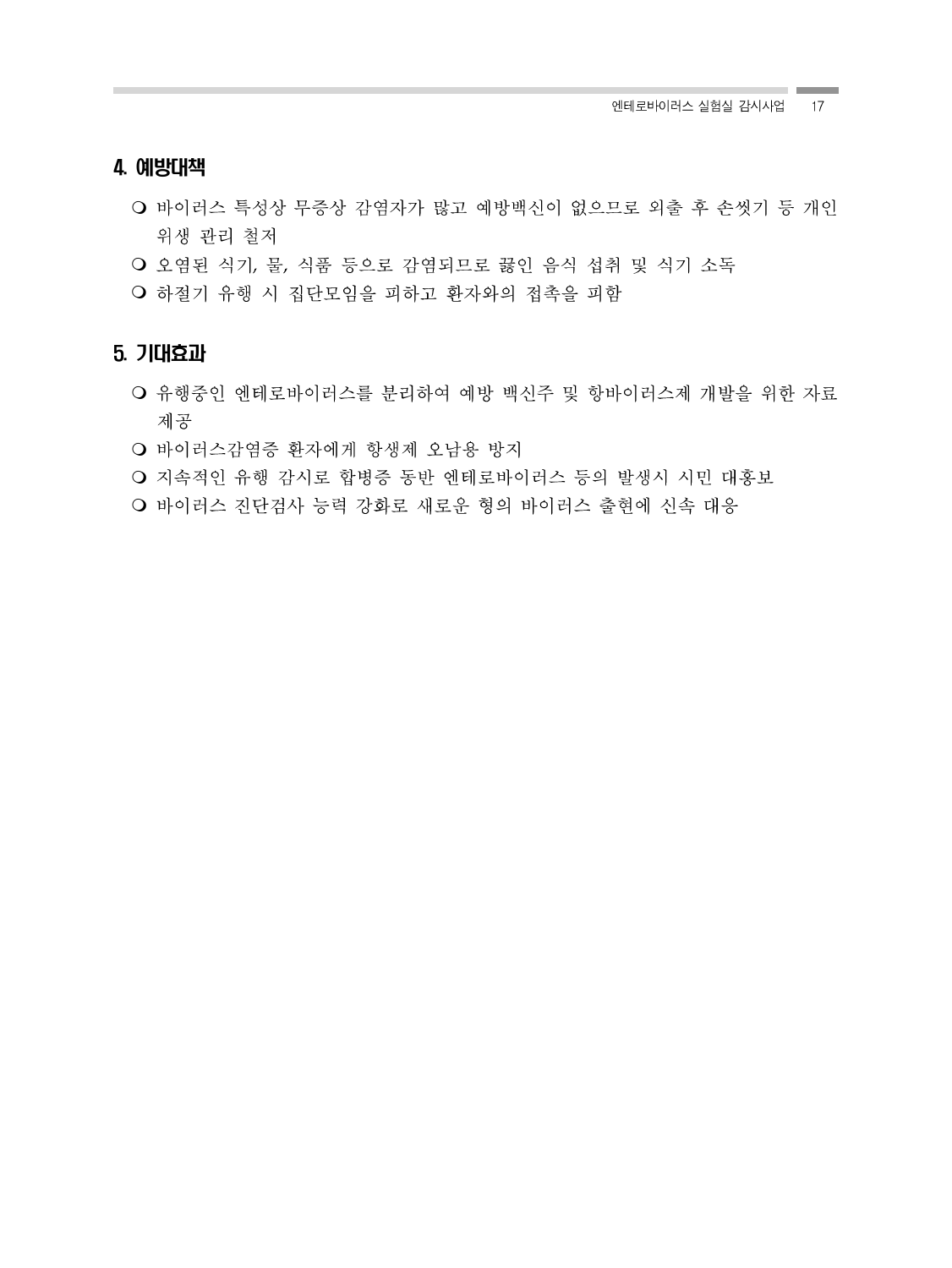## 4. 예방대책

- 바이러스 특성상 무증상 감염자가 많고 예방백신이 없으므로 외출 후 손씻기 등 개인 위생 관리 철저
- 오염된 식기, 물, 식품 등으로 감염되므로 끓인 음식 섭취 및 식기 소독
- 하절기 유행 시 집단모임을 피하고 환자와의 접촉을 피함

## 5. 기대효과

- 유행중인 엔테로바이러스를 분리하여 예방 백신주 및 항바이러스제 개발을 위한 자료 제공
- 바이러스감염증 환자에게 항생제 오남용 방지
- 지속적인 유행 감시로 합병증 동반 엔테로바이러스 등의 발생시 시민 대홍보
- 바이러스 진단검사 능력 강화로 새로운 형의 바이러스 출현에 신속 대응